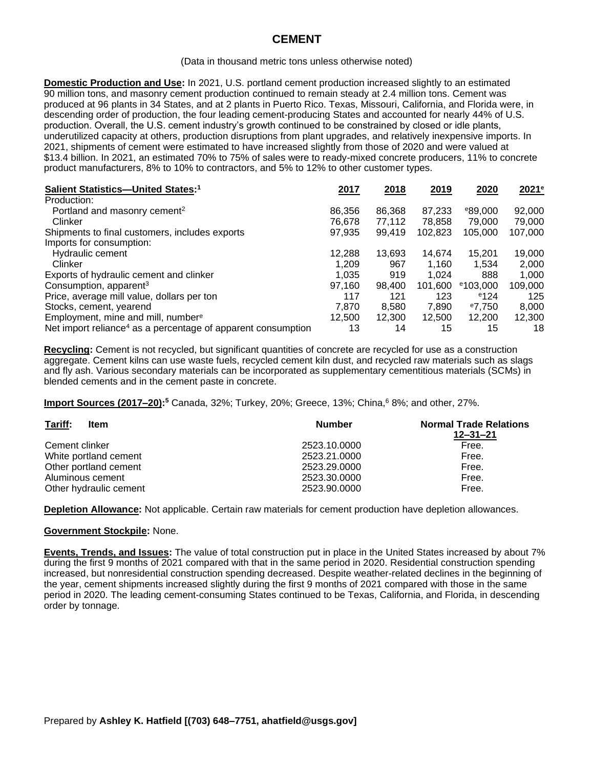# CEMENT

(Data in thousand metric tons unless otherwise noted)

**Domestic Production and Use:** In 2021, U.S. portland cement production increased slightly to an estimated 90 million tons, and masonry cement production continued to remain steady at 2.4 million tons. Cement was produced at 96 plants in 34 States, and at 2 plants in Puerto Rico. Texas, Missouri, California, and Florida were, in descending order of production, the four leading cement-producing States and accounted for nearly 44% of U.S. production. Overall, the U.S. cement industry's growth continued to be constrained by closed or idle plants, underutilized capacity at others, production disruptions from plant upgrades, and relatively inexpensive imports. In 2021, shipments of cement were estimated to have increased slightly from those of 2020 and were valued at $13.4 billion. In 2021, an estimated 70% to 75% of sales were to ready-mixed concrete producers, 11% to concrete product manufacturers, 8% to 10% to contractors, and 5% to 12% to other customer types.

| Salient Statistics—United States:[1] | 2017 | 2018 | 2019 | 2020 | 2021[e] |
|---|---|---|---|---|---|
| Production: | | | | | |
| Portland and masonry cement[2] | 86,356 | 86,368 | 87,233 | [e]89,000 | 92,000 |
| Clinker | 76,678 | 77,112 | 78,858 | 79,000 | 79,000 |
| Shipments to final customers, includes exports | 97,935 | 99,419 | 102,823 | 105,000 | 107,000 |
| Imports for consumption: | | | | | |
| Hydraulic cement | 12,288 | 13,693 | 14,674 | 15,201 | 19,000 |
| Clinker | 1,209 | 967 | 1,160 | 1,534 | 2,000 |
| Exports of hydraulic cement and clinker | 1,035 | 919 | 1,024 | 888 | 1,000 |
| Consumption, apparent[3] | 97,160 | 98,400 | 101,600 | [e]103,000 | 109,000 |
| Price, average mill value, dollars per ton | 117 | 121 | 123 | [e]124 | 125 |
| Stocks, cement, yearend | 7,870 | 8,580 | 7,890 | [e]7,750 | 8,000 |
| Employment, mine and mill, number[e] | 12,500 | 12,300 | 12,500 | 12,200 | 12,300 |
| Net import reliance[4] as a percentage of apparent consumption | 13 | 14 | 15 | 15 | 18 |

**Recycling:** Cement is not recycled, but significant quantities of concrete are recycled for use as a construction aggregate. Cement kilns can use waste fuels, recycled cement kiln dust, and recycled raw materials such as slags and fly ash. Various secondary materials can be incorporated as supplementary cementitious materials (SCMs) in blended cements and in the cement paste in concrete.

**Import Sources (2017–20):[5]** Canada, 32%; Turkey, 20%; Greece, 13%; China,[6] 8%; and other, 27%.

| Tariff: Item | Number | Normal Trade Relations 12–31–21 |
|---|---|---|
| Cement clinker | 2523.10.0000 | Free. |
| White portland cement | 2523.21.0000 | Free. |
| Other portland cement | 2523.29.0000 | Free. |
| Aluminous cement | 2523.30.0000 | Free. |
| Other hydraulic cement | 2523.90.0000 | Free. |

**Depletion Allowance:** Not applicable. Certain raw materials for cement production have depletion allowances.

**Government Stockpile:** None.

**Events, Trends, and Issues:** The value of total construction put in place in the United States increased by about 7% during the first 9 months of 2021 compared with that in the same period in 2020. Residential construction spending increased, but nonresidential construction spending decreased. Despite weather-related declines in the beginning of the year, cement shipments increased slightly during the first 9 months of 2021 compared with those in the same period in 2020. The leading cement-consuming States continued to be Texas, California, and Florida, in descending order by tonnage.

Prepared by **Ashley K. Hatfield [(703) 648–7751, ahatfield@usgs.gov]**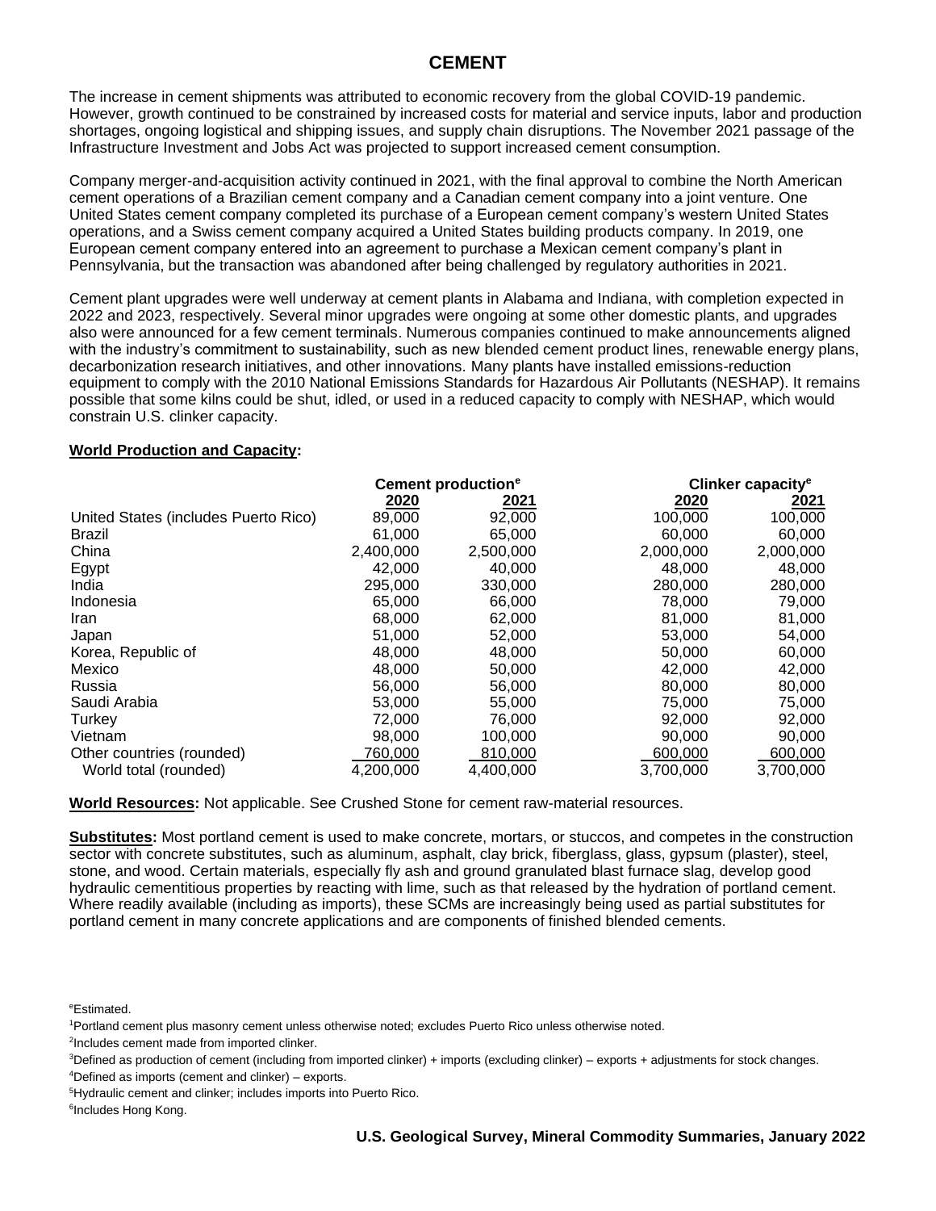# CEMENT

The increase in cement shipments was attributed to economic recovery from the global COVID-19 pandemic. However, growth continued to be constrained by increased costs for material and service inputs, labor and production shortages, ongoing logistical and shipping issues, and supply chain disruptions. The November 2021 passage of the Infrastructure Investment and Jobs Act was projected to support increased cement consumption.

Company merger-and-acquisition activity continued in 2021, with the final approval to combine the North American cement operations of a Brazilian cement company and a Canadian cement company into a joint venture. One United States cement company completed its purchase of a European cement company's western United States operations, and a Swiss cement company acquired a United States building products company. In 2019, one European cement company entered into an agreement to purchase a Mexican cement company's plant in Pennsylvania, but the transaction was abandoned after being challenged by regulatory authorities in 2021.

Cement plant upgrades were well underway at cement plants in Alabama and Indiana, with completion expected in 2022 and 2023, respectively. Several minor upgrades were ongoing at some other domestic plants, and upgrades also were announced for a few cement terminals. Numerous companies continued to make announcements aligned with the industry's commitment to sustainability, such as new blended cement product lines, renewable energy plans, decarbonization research initiatives, and other innovations. Many plants have installed emissions-reduction equipment to comply with the 2010 National Emissions Standards for Hazardous Air Pollutants (NESHAP). It remains possible that some kilns could be shut, idled, or used in a reduced capacity to comply with NESHAP, which would constrain U.S. clinker capacity.

**World Production and Capacity:**

| | Cement production[e] | | Clinker capacity[e] | |
|---|---|---|---|---|
| | 2020 | 2021 | 2020 | 2021 |
| United States (includes Puerto Rico) | 89,000 | 92,000 | 100,000 | 100,000 |
| Brazil | 61,000 | 65,000 | 60,000 | 60,000 |
| China | 2,400,000 | 2,500,000 | 2,000,000 | 2,000,000 |
| Egypt | 42,000 | 40,000 | 48,000 | 48,000 |
| India | 295,000 | 330,000 | 280,000 | 280,000 |
| Indonesia | 65,000 | 66,000 | 78,000 | 79,000 |
| Iran | 68,000 | 62,000 | 81,000 | 81,000 |
| Japan | 51,000 | 52,000 | 53,000 | 54,000 |
| Korea, Republic of | 48,000 | 48,000 | 50,000 | 60,000 |
| Mexico | 48,000 | 50,000 | 42,000 | 42,000 |
| Russia | 56,000 | 56,000 | 80,000 | 80,000 |
| Saudi Arabia | 53,000 | 55,000 | 75,000 | 75,000 |
| Turkey | 72,000 | 76,000 | 92,000 | 92,000 |
| Vietnam | 98,000 | 100,000 | 90,000 | 90,000 |
| Other countries (rounded) | 760,000 | 810,000 | 600,000 | 600,000 |
| World total (rounded) | 4,200,000 | 4,400,000 | 3,700,000 | 3,700,000 |

**World Resources:** Not applicable. See Crushed Stone for cement raw-material resources.

**Substitutes:** Most portland cement is used to make concrete, mortars, or stuccos, and competes in the construction sector with concrete substitutes, such as aluminum, asphalt, clay brick, fiberglass, glass, gypsum (plaster), steel, stone, and wood. Certain materials, especially fly ash and ground granulated blast furnace slag, develop good hydraulic cementitious properties by reacting with lime, such as that released by the hydration of portland cement. Where readily available (including as imports), these SCMs are increasingly being used as partial substitutes for portland cement in many concrete applications and are components of finished blended cements.

[e]Estimated.

[1]Portland cement plus masonry cement unless otherwise noted; excludes Puerto Rico unless otherwise noted.

[2]Includes cement made from imported clinker.

[3]Defined as production of cement (including from imported clinker) + imports (excluding clinker) – exports + adjustments for stock changes.

[4]Defined as imports (cement and clinker) – exports.

[5]Hydraulic cement and clinker; includes imports into Puerto Rico.

[6]Includes Hong Kong.